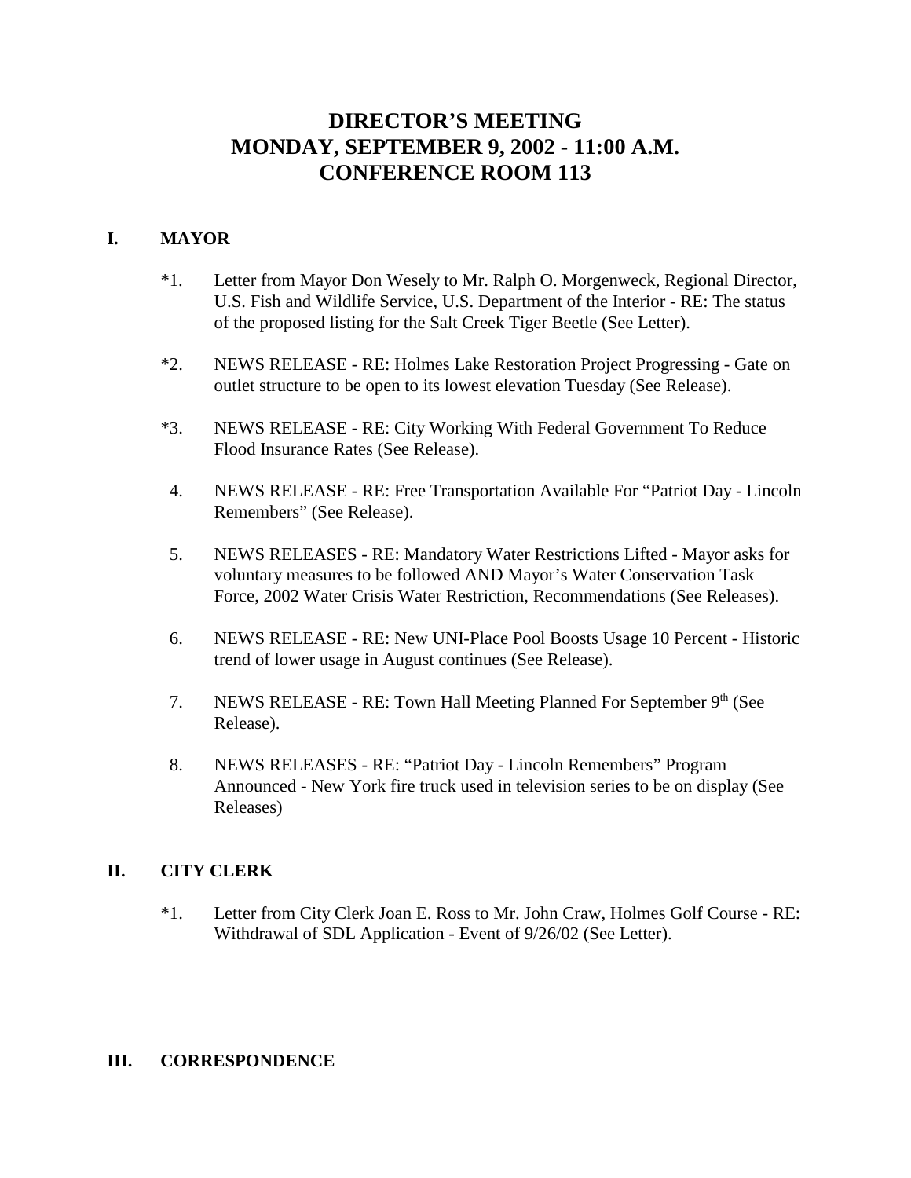# DIRECTOR'S MEETING
# MONDAY, SEPTEMBER 9, 2002 - 11:00 A.M.
# CONFERENCE ROOM 113

## I. MAYOR

*1. Letter from Mayor Don Wesely to Mr. Ralph O. Morgenweck, Regional Director, U.S. Fish and Wildlife Service, U.S. Department of the Interior - RE: The status of the proposed listing for the Salt Creek Tiger Beetle (See Letter).

*2. NEWS RELEASE - RE: Holmes Lake Restoration Project Progressing - Gate on outlet structure to be open to its lowest elevation Tuesday (See Release).

*3. NEWS RELEASE - RE: City Working With Federal Government To Reduce Flood Insurance Rates (See Release).

4. NEWS RELEASE - RE: Free Transportation Available For "Patriot Day - Lincoln Remembers" (See Release).

5. NEWS RELEASES - RE: Mandatory Water Restrictions Lifted - Mayor asks for voluntary measures to be followed AND Mayor's Water Conservation Task Force, 2002 Water Crisis Water Restriction, Recommendations (See Releases).

6. NEWS RELEASE - RE: New UNI-Place Pool Boosts Usage 10 Percent - Historic trend of lower usage in August continues (See Release).

7. NEWS RELEASE - RE: Town Hall Meeting Planned For September 9th (See Release).

8. NEWS RELEASES - RE: "Patriot Day - Lincoln Remembers" Program Announced - New York fire truck used in television series to be on display (See Releases)

## II. CITY CLERK

*1. Letter from City Clerk Joan E. Ross to Mr. John Craw, Holmes Golf Course - RE: Withdrawal of SDL Application - Event of 9/26/02 (See Letter).

## III. CORRESPONDENCE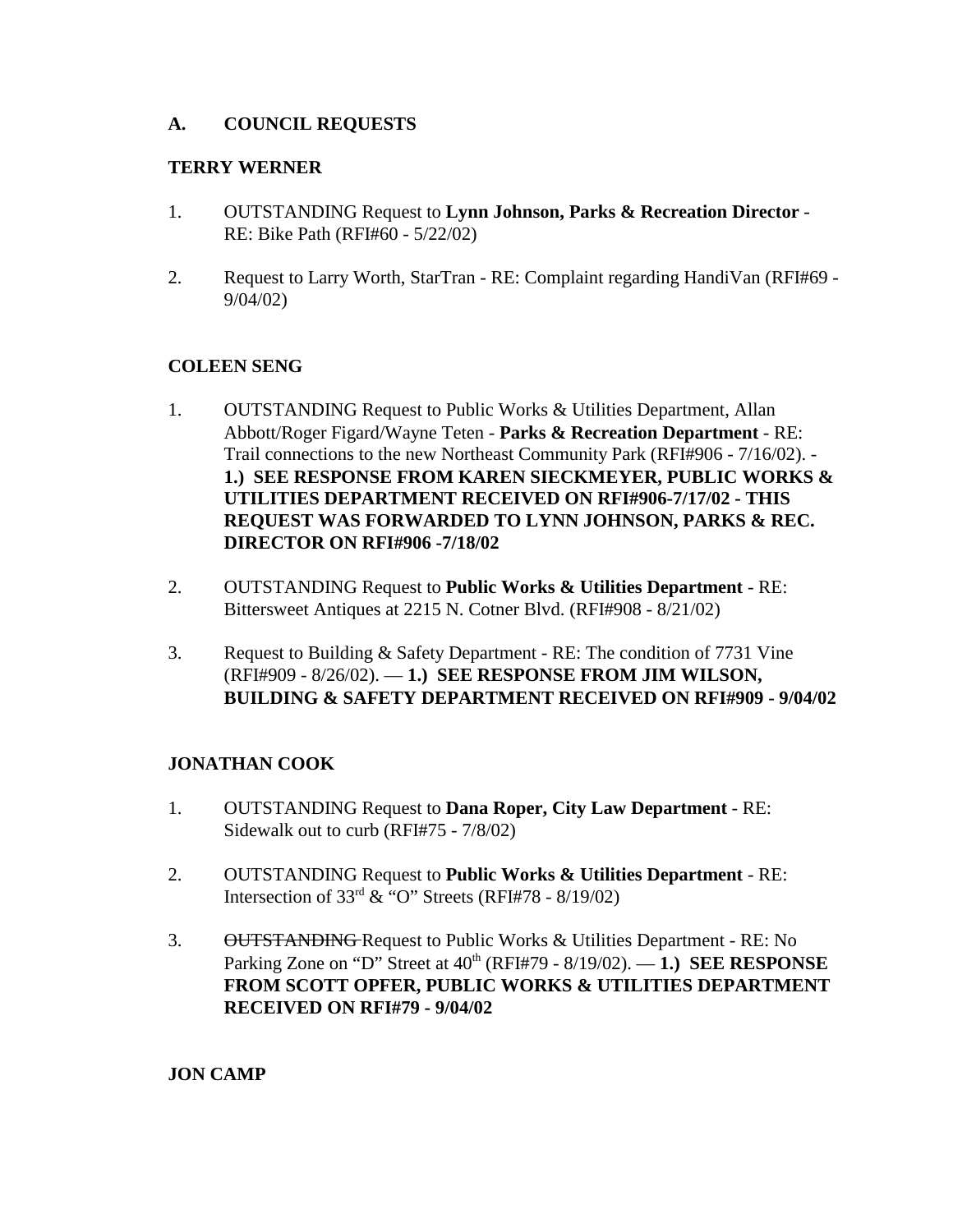## A. COUNCIL REQUESTS

### TERRY WERNER

1. OUTSTANDING Request to **Lynn Johnson, Parks & Recreation Director** - RE: Bike Path (RFI#60 - 5/22/02)

2. Request to Larry Worth, StarTran - RE: Complaint regarding HandiVan (RFI#69 - 9/04/02)

### COLEEN SENG

1. OUTSTANDING Request to Public Works & Utilities Department, Allan Abbott/Roger Figard/Wayne Teten - **Parks & Recreation Department** - RE: Trail connections to the new Northeast Community Park (RFI#906 - 7/16/02). - **1.) SEE RESPONSE FROM KAREN SIECKMEYER, PUBLIC WORKS & UTILITIES DEPARTMENT RECEIVED ON RFI#906-7/17/02 - THIS REQUEST WAS FORWARDED TO LYNN JOHNSON, PARKS & REC. DIRECTOR ON RFI#906 -7/18/02**

2. OUTSTANDING Request to **Public Works & Utilities Department** - RE: Bittersweet Antiques at 2215 N. Cotner Blvd. (RFI#908 - 8/21/02)

3. Request to Building & Safety Department - RE: The condition of 7731 Vine (RFI#909 - 8/26/02). — **1.) SEE RESPONSE FROM JIM WILSON, BUILDING & SAFETY DEPARTMENT RECEIVED ON RFI#909 - 9/04/02**

### JONATHAN COOK

1. OUTSTANDING Request to **Dana Roper, City Law Department** - RE: Sidewalk out to curb (RFI#75 - 7/8/02)

2. OUTSTANDING Request to **Public Works & Utilities Department** - RE: Intersection of 33rd & "O" Streets (RFI#78 - 8/19/02)

3. ~~OUTSTANDING~~ Request to Public Works & Utilities Department - RE: No Parking Zone on "D" Street at 40th (RFI#79 - 8/19/02). — **1.) SEE RESPONSE FROM SCOTT OPFER, PUBLIC WORKS & UTILITIES DEPARTMENT RECEIVED ON RFI#79 - 9/04/02**

### JON CAMP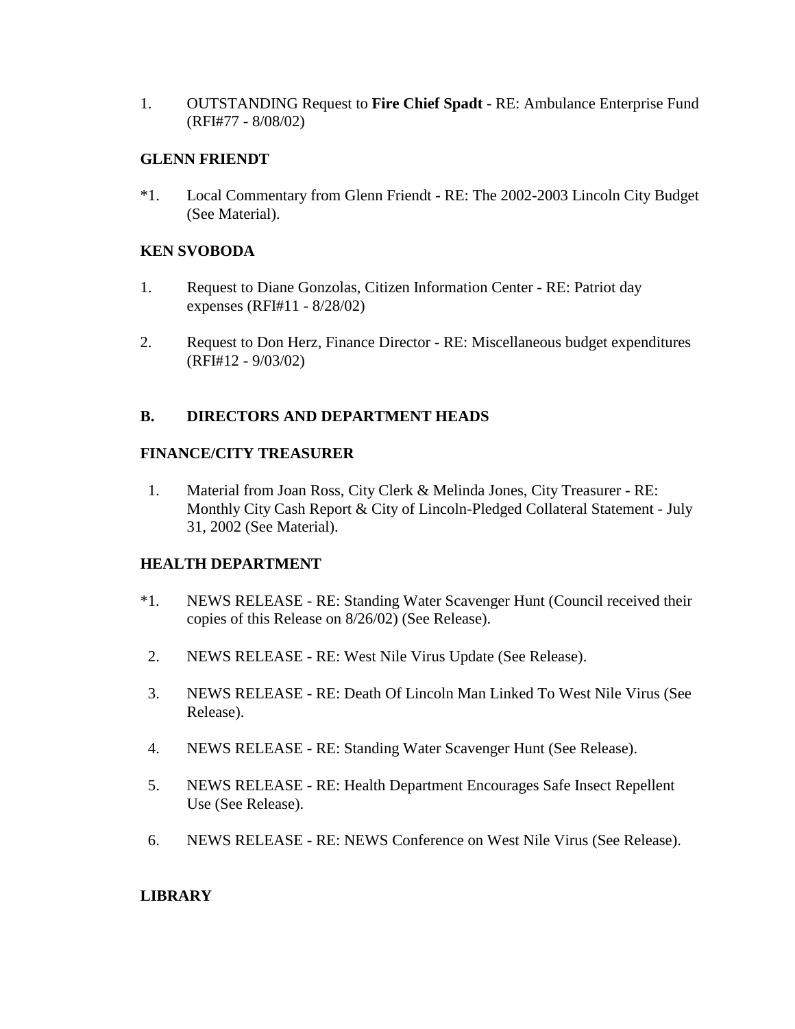1. OUTSTANDING Request to **Fire Chief Spadt** - RE: Ambulance Enterprise Fund (RFI#77 - 8/08/02)

**GLENN FRIENDT**

*1. Local Commentary from Glenn Friendt - RE: The 2002-2003 Lincoln City Budget (See Material).

**KEN SVOBODA**

1. Request to Diane Gonzolas, Citizen Information Center - RE: Patriot day expenses (RFI#11 - 8/28/02)

2. Request to Don Herz, Finance Director - RE: Miscellaneous budget expenditures (RFI#12 - 9/03/02)

**B. DIRECTORS AND DEPARTMENT HEADS**

**FINANCE/CITY TREASURER**

1. Material from Joan Ross, City Clerk & Melinda Jones, City Treasurer - RE: Monthly City Cash Report & City of Lincoln-Pledged Collateral Statement - July 31, 2002 (See Material).

**HEALTH DEPARTMENT**

*1. NEWS RELEASE - RE: Standing Water Scavenger Hunt (Council received their copies of this Release on 8/26/02) (See Release).

2. NEWS RELEASE - RE: West Nile Virus Update (See Release).

3. NEWS RELEASE - RE: Death Of Lincoln Man Linked To West Nile Virus (See Release).

4. NEWS RELEASE - RE: Standing Water Scavenger Hunt (See Release).

5. NEWS RELEASE - RE: Health Department Encourages Safe Insect Repellent Use (See Release).

6. NEWS RELEASE - RE: NEWS Conference on West Nile Virus (See Release).

**LIBRARY**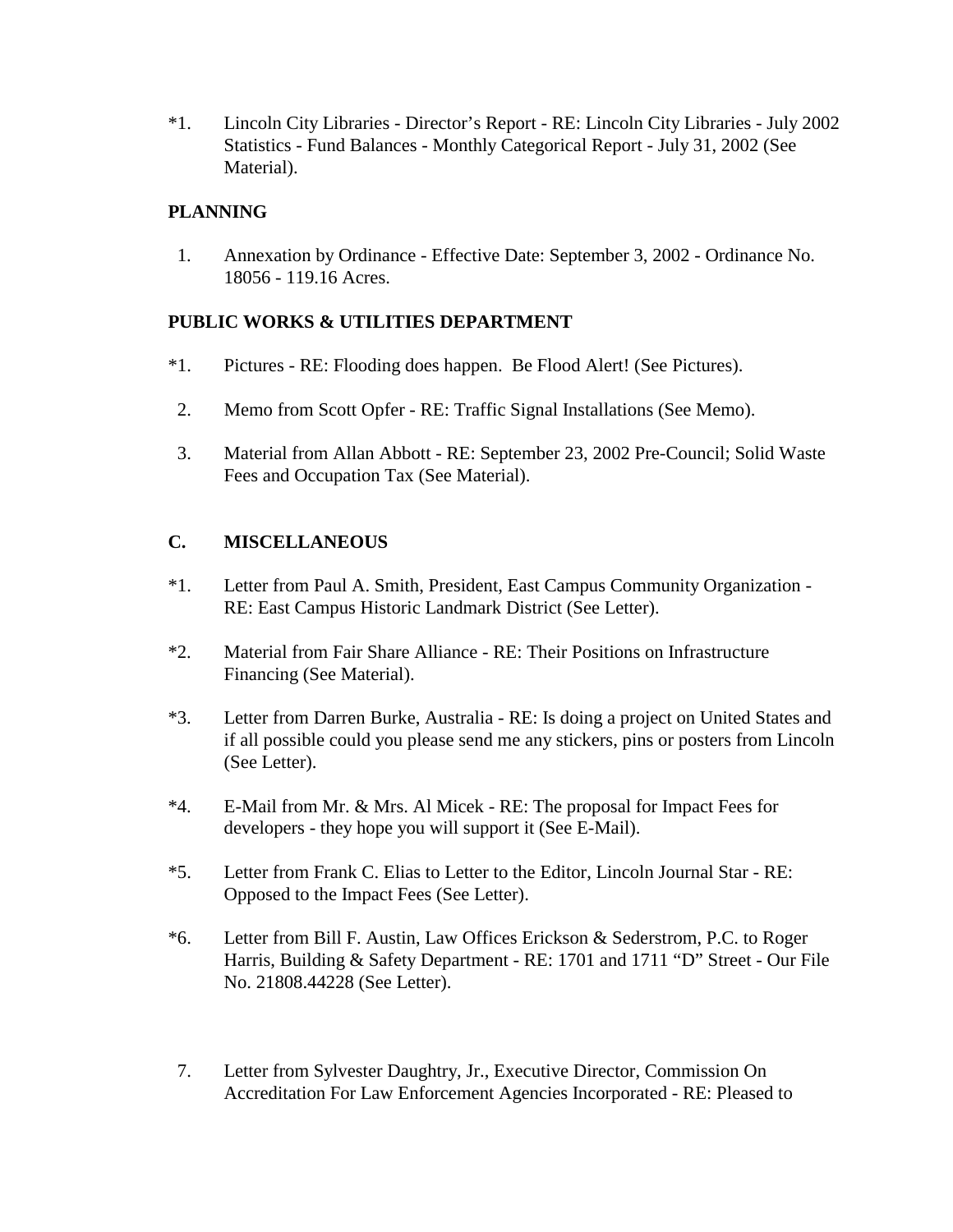*1. Lincoln City Libraries - Director's Report - RE: Lincoln City Libraries - July 2002 Statistics - Fund Balances - Monthly Categorical Report - July 31, 2002 (See Material).

**PLANNING**

1. Annexation by Ordinance - Effective Date: September 3, 2002 - Ordinance No. 18056 - 119.16 Acres.

**PUBLIC WORKS & UTILITIES DEPARTMENT**

*1. Pictures - RE: Flooding does happen. Be Flood Alert! (See Pictures).

2. Memo from Scott Opfer - RE: Traffic Signal Installations (See Memo).

3. Material from Allan Abbott - RE: September 23, 2002 Pre-Council; Solid Waste Fees and Occupation Tax (See Material).

**C. MISCELLANEOUS**

*1. Letter from Paul A. Smith, President, East Campus Community Organization - RE: East Campus Historic Landmark District (See Letter).

*2. Material from Fair Share Alliance - RE: Their Positions on Infrastructure Financing (See Material).

*3. Letter from Darren Burke, Australia - RE: Is doing a project on United States and if all possible could you please send me any stickers, pins or posters from Lincoln (See Letter).

*4. E-Mail from Mr. & Mrs. Al Micek - RE: The proposal for Impact Fees for developers - they hope you will support it (See E-Mail).

*5. Letter from Frank C. Elias to Letter to the Editor, Lincoln Journal Star - RE: Opposed to the Impact Fees (See Letter).

*6. Letter from Bill F. Austin, Law Offices Erickson & Sederstrom, P.C. to Roger Harris, Building & Safety Department - RE: 1701 and 1711 "D" Street - Our File No. 21808.44228 (See Letter).

7. Letter from Sylvester Daughtry, Jr., Executive Director, Commission On Accreditation For Law Enforcement Agencies Incorporated - RE: Pleased to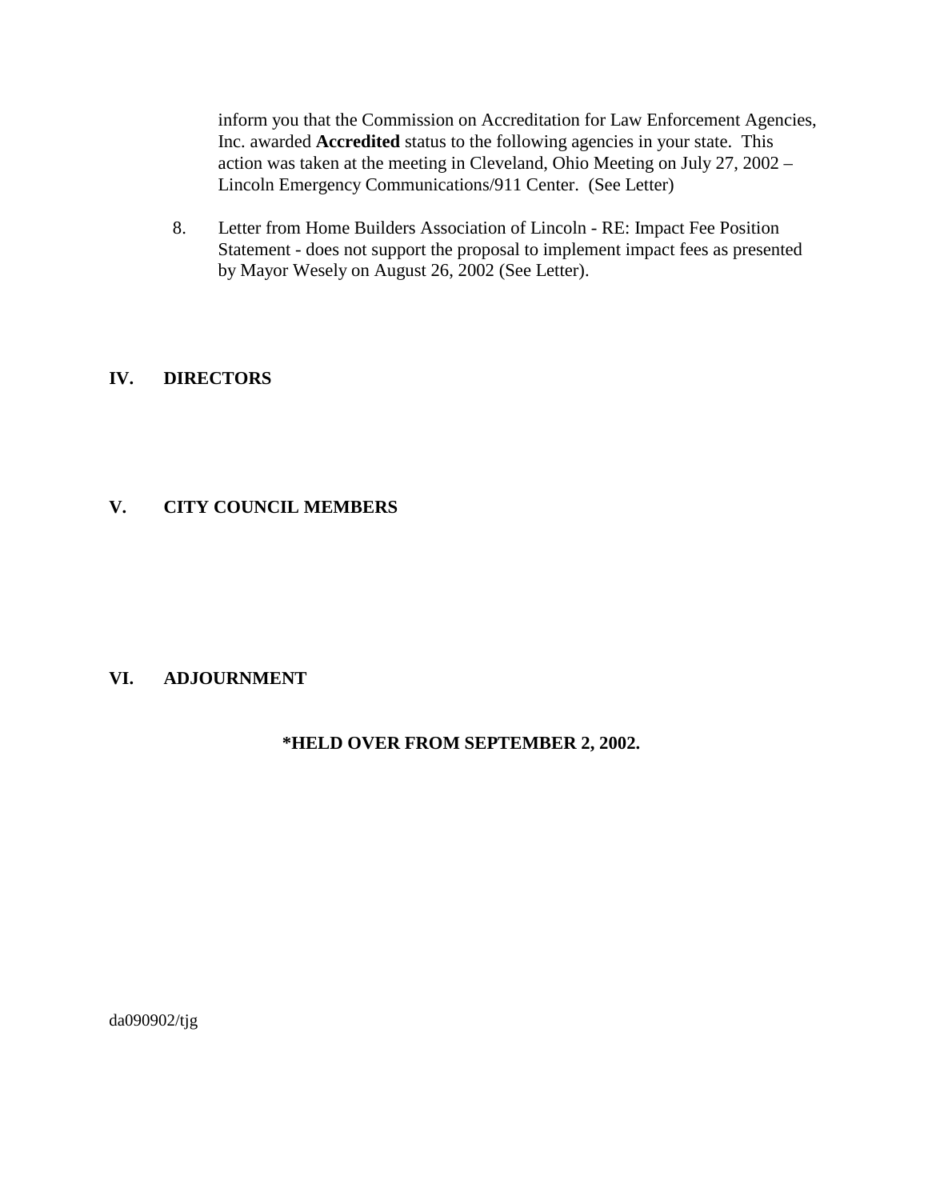inform you that the Commission on Accreditation for Law Enforcement Agencies, Inc. awarded **Accredited** status to the following agencies in your state. This action was taken at the meeting in Cleveland, Ohio Meeting on July 27, 2002 – Lincoln Emergency Communications/911 Center. (See Letter)

8. Letter from Home Builders Association of Lincoln - RE: Impact Fee Position Statement - does not support the proposal to implement impact fees as presented by Mayor Wesely on August 26, 2002 (See Letter).

## IV. DIRECTORS

## V. CITY COUNCIL MEMBERS

## VI. ADJOURNMENT

**\*HELD OVER FROM SEPTEMBER 2, 2002.**

da090902/tjg